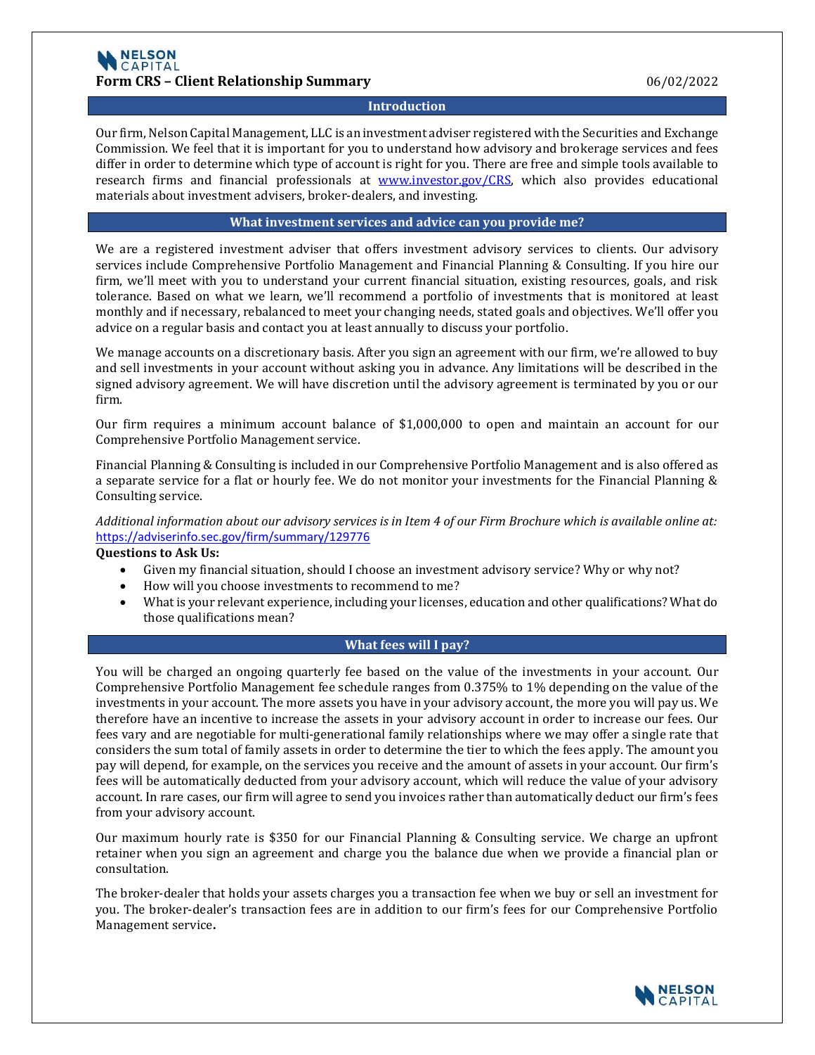NELSON CAPITAL

# Form CRS – Client Relationship Summary

06/02/2022

## Introduction

Our firm, Nelson Capital Management, LLC is an investment adviser registered with the Securities and Exchange Commission. We feel that it is important for you to understand how advisory and brokerage services and fees differ in order to determine which type of account is right for you. There are free and simple tools available to research firms and financial professionals at [www.investor.gov/CRS](http://www.investor.gov/CRS), which also provides educational materials about investment advisers, broker-dealers, and investing.

## What investment services and advice can you provide me?

We are a registered investment adviser that offers investment advisory services to clients. Our advisory services include Comprehensive Portfolio Management and Financial Planning & Consulting. If you hire our firm, we'll meet with you to understand your current financial situation, existing resources, goals, and risk tolerance. Based on what we learn, we'll recommend a portfolio of investments that is monitored at least monthly and if necessary, rebalanced to meet your changing needs, stated goals and objectives. We'll offer you advice on a regular basis and contact you at least annually to discuss your portfolio.

We manage accounts on a discretionary basis. After you sign an agreement with our firm, we're allowed to buy and sell investments in your account without asking you in advance. Any limitations will be described in the signed advisory agreement. We will have discretion until the advisory agreement is terminated by you or our firm.

Our firm requires a minimum account balance of $1,000,000 to open and maintain an account for our Comprehensive Portfolio Management service.

Financial Planning & Consulting is included in our Comprehensive Portfolio Management and is also offered as a separate service for a flat or hourly fee. We do not monitor your investments for the Financial Planning & Consulting service.

*Additional information about our advisory services is in Item 4 of our Firm Brochure which is available online at:* [https://adviserinfo.sec.gov/firm/summary/129776](https://adviserinfo.sec.gov/firm/summary/129776)

**Questions to Ask Us:**

- Given my financial situation, should I choose an investment advisory service? Why or why not?
- How will you choose investments to recommend to me?
- What is your relevant experience, including your licenses, education and other qualifications? What do those qualifications mean?

## What fees will I pay?

You will be charged an ongoing quarterly fee based on the value of the investments in your account. Our Comprehensive Portfolio Management fee schedule ranges from 0.375% to 1% depending on the value of the investments in your account. The more assets you have in your advisory account, the more you will pay us. We therefore have an incentive to increase the assets in your advisory account in order to increase our fees. Our fees vary and are negotiable for multi-generational family relationships where we may offer a single rate that considers the sum total of family assets in order to determine the tier to which the fees apply. The amount you pay will depend, for example, on the services you receive and the amount of assets in your account. Our firm's fees will be automatically deducted from your advisory account, which will reduce the value of your advisory account. In rare cases, our firm will agree to send you invoices rather than automatically deduct our firm's fees from your advisory account.

Our maximum hourly rate is $350 for our Financial Planning & Consulting service. We charge an upfront retainer when you sign an agreement and charge you the balance due when we provide a financial plan or consultation.

The broker-dealer that holds your assets charges you a transaction fee when we buy or sell an investment for you. The broker-dealer's transaction fees are in addition to our firm's fees for our Comprehensive Portfolio Management service**.**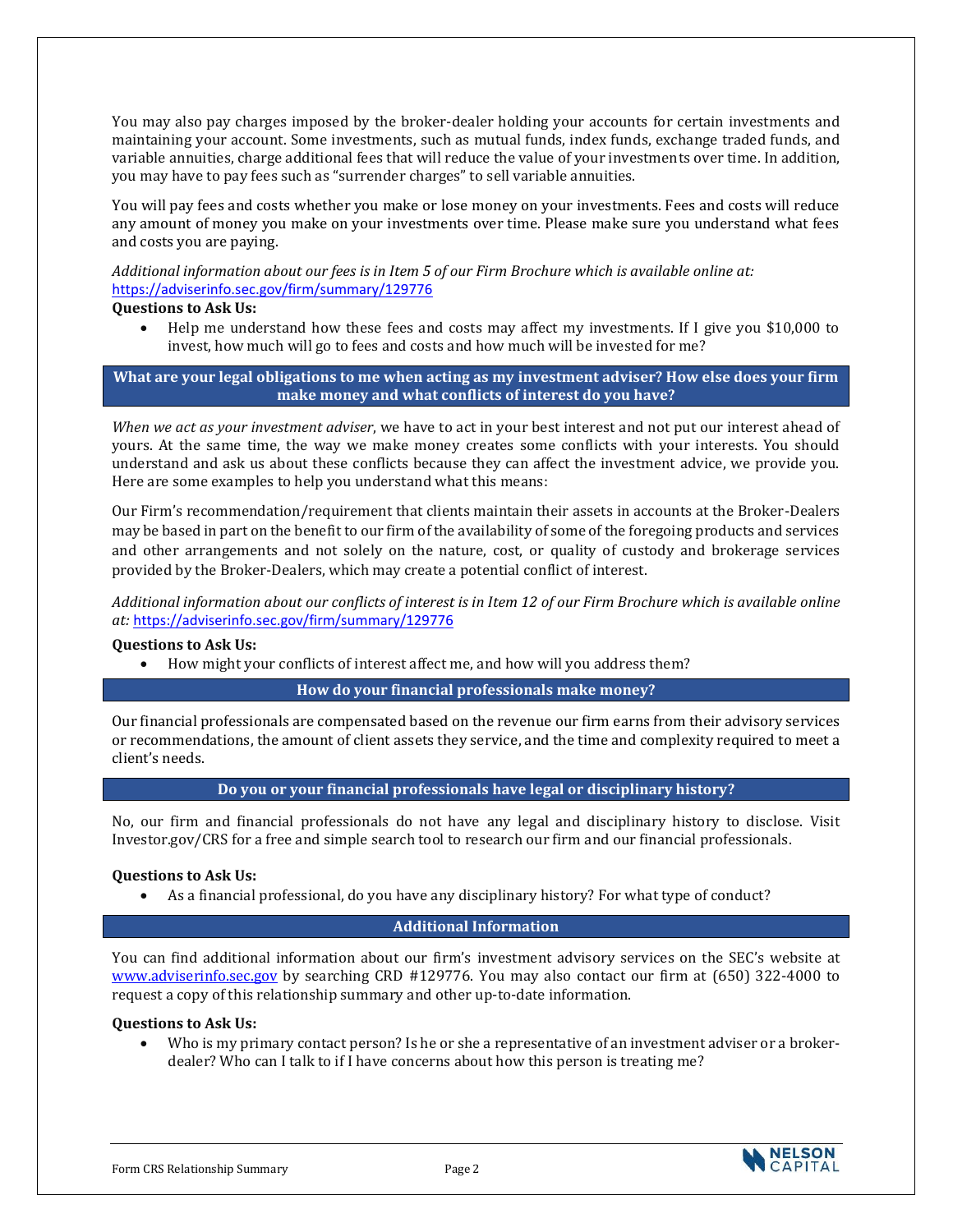You may also pay charges imposed by the broker-dealer holding your accounts for certain investments and maintaining your account. Some investments, such as mutual funds, index funds, exchange traded funds, and variable annuities, charge additional fees that will reduce the value of your investments over time. In addition, you may have to pay fees such as "surrender charges" to sell variable annuities.

You will pay fees and costs whether you make or lose money on your investments. Fees and costs will reduce any amount of money you make on your investments over time. Please make sure you understand what fees and costs you are paying.

*Additional information about our fees is in Item 5 of our Firm Brochure which is available online at:* https://adviserinfo.sec.gov/firm/summary/129776

**Questions to Ask Us:**

- Help me understand how these fees and costs may affect my investments. If I give you $10,000 to invest, how much will go to fees and costs and how much will be invested for me?

## What are your legal obligations to me when acting as my investment adviser? How else does your firm make money and what conflicts of interest do you have?

*When we act as your investment adviser*, we have to act in your best interest and not put our interest ahead of yours. At the same time, the way we make money creates some conflicts with your interests. You should understand and ask us about these conflicts because they can affect the investment advice, we provide you. Here are some examples to help you understand what this means:

Our Firm's recommendation/requirement that clients maintain their assets in accounts at the Broker-Dealers may be based in part on the benefit to our firm of the availability of some of the foregoing products and services and other arrangements and not solely on the nature, cost, or quality of custody and brokerage services provided by the Broker-Dealers, which may create a potential conflict of interest.

*Additional information about our conflicts of interest is in Item 12 of our Firm Brochure which is available online at:* https://adviserinfo.sec.gov/firm/summary/129776

**Questions to Ask Us:**

- How might your conflicts of interest affect me, and how will you address them?

## How do your financial professionals make money?

Our financial professionals are compensated based on the revenue our firm earns from their advisory services or recommendations, the amount of client assets they service, and the time and complexity required to meet a client's needs.

## Do you or your financial professionals have legal or disciplinary history?

No, our firm and financial professionals do not have any legal and disciplinary history to disclose. Visit Investor.gov/CRS for a free and simple search tool to research our firm and our financial professionals.

**Questions to Ask Us:**

- As a financial professional, do you have any disciplinary history? For what type of conduct?

## Additional Information

You can find additional information about our firm's investment advisory services on the SEC's website at www.adviserinfo.sec.gov by searching CRD #129776. You may also contact our firm at (650) 322-4000 to request a copy of this relationship summary and other up-to-date information.

**Questions to Ask Us:**

- Who is my primary contact person? Is he or she a representative of an investment adviser or a broker-dealer? Who can I talk to if I have concerns about how this person is treating me?